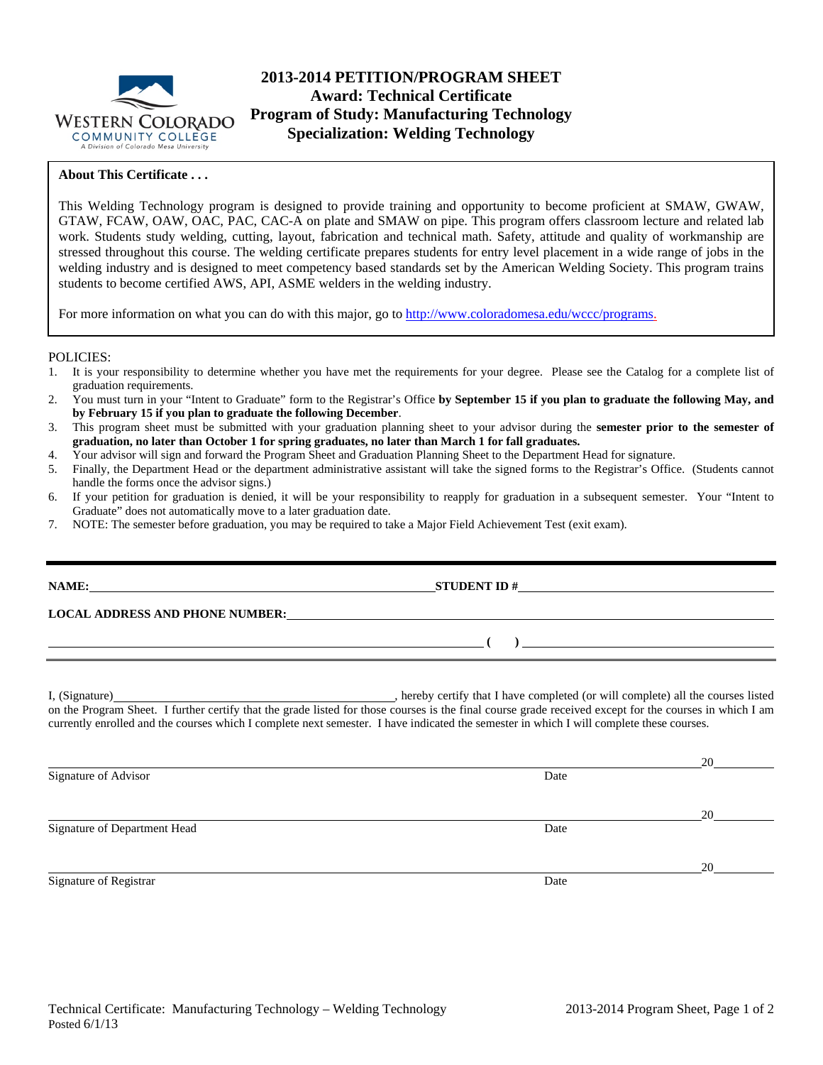Western Colorado Community College
A Division of Colorado Mesa University

# 2013-2014 PETITION/PROGRAM SHEET
## Award: Technical Certificate
## Program of Study: Manufacturing Technology
## Specialization: Welding Technology

**About This Certificate . . .**

This Welding Technology program is designed to provide training and opportunity to become proficient at SMAW, GWAW, GTAW, FCAW, OAW, OAC, PAC, CAC-A on plate and SMAW on pipe. This program offers classroom lecture and related lab work. Students study welding, cutting, layout, fabrication and technical math. Safety, attitude and quality of workmanship are stressed throughout this course. The welding certificate prepares students for entry level placement in a wide range of jobs in the welding industry and is designed to meet competency based standards set by the American Welding Society. This program trains students to become certified AWS, API, ASME welders in the welding industry.

For more information on what you can do with this major, go to http://www.coloradomesa.edu/wccc/programs.

POLICIES:

1. It is your responsibility to determine whether you have met the requirements for your degree. Please see the Catalog for a complete list of graduation requirements.
2. You must turn in your "Intent to Graduate" form to the Registrar's Office **by September 15 if you plan to graduate the following May, and by February 15 if you plan to graduate the following December**.
3. This program sheet must be submitted with your graduation planning sheet to your advisor during the **semester prior to the semester of graduation, no later than October 1 for spring graduates, no later than March 1 for fall graduates.**
4. Your advisor will sign and forward the Program Sheet and Graduation Planning Sheet to the Department Head for signature.
5. Finally, the Department Head or the department administrative assistant will take the signed forms to the Registrar's Office. (Students cannot handle the forms once the advisor signs.)
6. If your petition for graduation is denied, it will be your responsibility to reapply for graduation in a subsequent semester. Your "Intent to Graduate" does not automatically move to a later graduation date.
7. NOTE: The semester before graduation, you may be required to take a Major Field Achievement Test (exit exam).

---

**NAME:** ______________________________ **STUDENT ID #** ______________________________

**LOCAL ADDRESS AND PHONE NUMBER:** ______________________________

______________________________ **(  )** ______________________________

I, (Signature) ______________________________, hereby certify that I have completed (or will complete) all the courses listed on the Program Sheet. I further certify that the grade listed for those courses is the final course grade received except for the courses in which I am currently enrolled and the courses which I complete next semester. I have indicated the semester in which I will complete these courses.

______________________________ 20______
Signature of Advisor Date

______________________________ 20______
Signature of Department Head Date

______________________________ 20______
Signature of Registrar Date

Technical Certificate: Manufacturing Technology – Welding Technology
Posted 6/1/13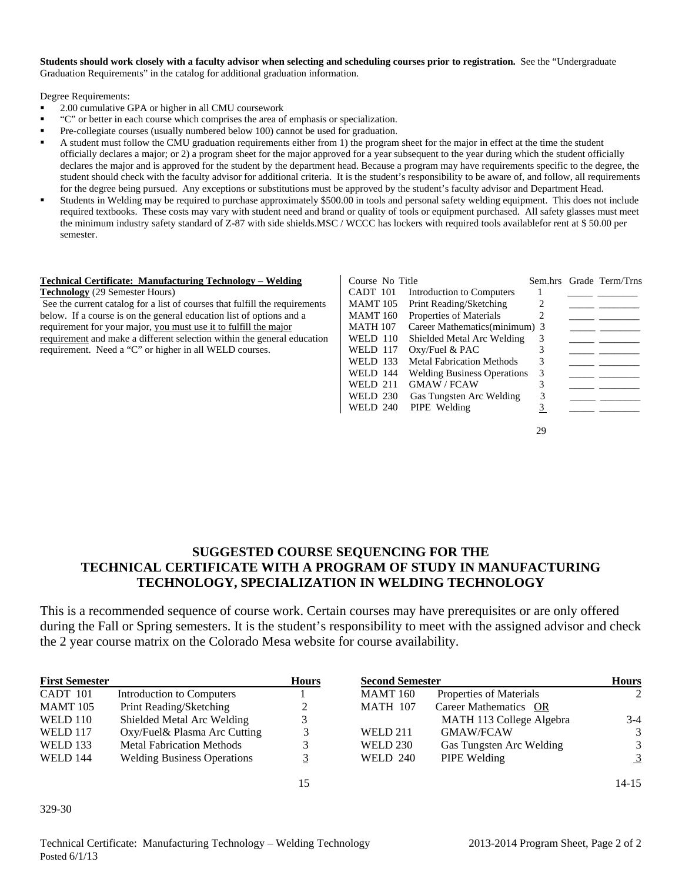**Students should work closely with a faculty advisor when selecting and scheduling courses prior to registration.** See the "Undergraduate Graduation Requirements" in the catalog for additional graduation information.

Degree Requirements:

- 2.00 cumulative GPA or higher in all CMU coursework
- "C" or better in each course which comprises the area of emphasis or specialization.
- Pre-collegiate courses (usually numbered below 100) cannot be used for graduation.
- A student must follow the CMU graduation requirements either from 1) the program sheet for the major in effect at the time the student officially declares a major; or 2) a program sheet for the major approved for a year subsequent to the year during which the student officially declares the major and is approved for the student by the department head. Because a program may have requirements specific to the degree, the student should check with the faculty advisor for additional criteria. It is the student's responsibility to be aware of, and follow, all requirements for the degree being pursued. Any exceptions or substitutions must be approved by the student's faculty advisor and Department Head.
- Students in Welding may be required to purchase approximately $500.00 in tools and personal safety welding equipment. This does not include required textbooks. These costs may vary with student need and brand or quality of tools or equipment purchased. All safety glasses must meet the minimum industry safety standard of Z-87 with side shields.MSC / WCCC has lockers with required tools availablefor rent at $ 50.00 per semester.

**Technical Certificate: Manufacturing Technology – Welding Technology** (29 Semester Hours)

See the current catalog for a list of courses that fulfill the requirements below. If a course is on the general education list of options and a requirement for your major, you must use it to fulfill the major requirement and make a different selection within the general education requirement. Need a "C" or higher in all WELD courses.

| Course No | Title | Sem.hrs | Grade | Term/Trns |
|---|---|---|---|---|
| CADT 101 | Introduction to Computers | 1 | | |
| MAMT 105 | Print Reading/Sketching | 2 | | |
| MAMT 160 | Properties of Materials | 2 | | |
| MATH 107 | Career Mathematics(minimum) | 3 | | |
| WELD 110 | Shielded Metal Arc Welding | 3 | | |
| WELD 117 | Oxy/Fuel & PAC | 3 | | |
| WELD 133 | Metal Fabrication Methods | 3 | | |
| WELD 144 | Welding Business Operations | 3 | | |
| WELD 211 | GMAW / FCAW | 3 | | |
| WELD 230 | Gas Tungsten Arc Welding | 3 | | |
| WELD 240 | PIPE Welding | 3 | | |
| | | 29 | | |

## SUGGESTED COURSE SEQUENCING FOR THE TECHNICAL CERTIFICATE WITH A PROGRAM OF STUDY IN MANUFACTURING TECHNOLOGY, SPECIALIZATION IN WELDING TECHNOLOGY

This is a recommended sequence of course work. Certain courses may have prerequisites or are only offered during the Fall or Spring semesters. It is the student's responsibility to meet with the assigned advisor and check the 2 year course matrix on the Colorado Mesa website for course availability.

| First Semester | | Hours |
|---|---|---|
| CADT 101 | Introduction to Computers | 1 |
| MAMT 105 | Print Reading/Sketching | 2 |
| WELD 110 | Shielded Metal Arc Welding | 3 |
| WELD 117 | Oxy/Fuel& Plasma Arc Cutting | 3 |
| WELD 133 | Metal Fabrication Methods | 3 |
| WELD 144 | Welding Business Operations | 3 |
| | | 15 |

| Second Semester | | Hours |
|---|---|---|
| MAMT 160 | Properties of Materials | 2 |
| MATH 107 | Career Mathematics OR MATH 113 College Algebra | 3-4 |
| WELD 211 | GMAW/FCAW | 3 |
| WELD 230 | Gas Tungsten Arc Welding | 3 |
| WELD 240 | PIPE Welding | 3 |
| | | 14-15 |

329-30

Posted 6/1/13